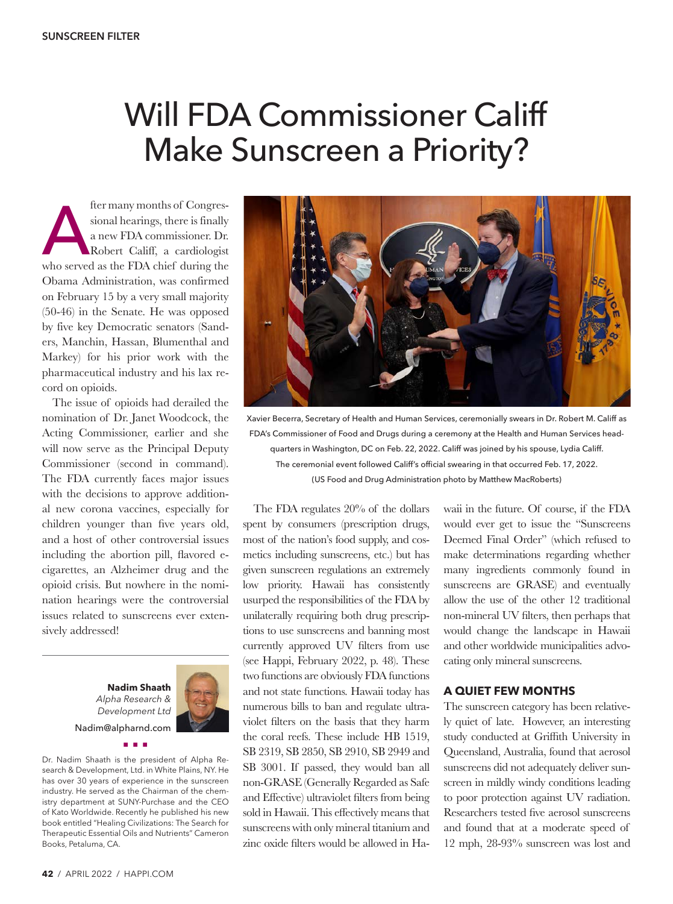# Will FDA Commissioner Califf Make Sunscreen a Priority?

After many months of Congressional hearings, there is finally a new FDA commissioner. Dr. Robert Califf, a cardiologist who served as the FDA chief during the Obama Administration, was confirmed on February 15 by a very small majority (50-46) in the Senate. He was opposed by five key Democratic senators (Sanders, Manchin, Hassan, Blumenthal and Markey) for his prior work with the pharmaceutical industry and his lax record on opioids.

The issue of opioids had derailed the nomination of Dr. Janet Woodcock, the Acting Commissioner, earlier and she will now serve as the Principal Deputy Commissioner (second in command). The FDA currently faces major issues with the decisions to approve additional new corona vaccines, especially for children younger than five years old, and a host of other controversial issues including the abortion pill, flavored e-cigarettes, an Alzheimer drug and the opioid crisis. But nowhere in the nomination hearings were the controversial issues related to sunscreens ever extensively addressed!

**Nadim Shaath**
*Alpha Research & Development Ltd*
Nadim@alpharnd.com

Dr. Nadim Shaath is the president of Alpha Research & Development, Ltd. in White Plains, NY. He has over 30 years of experience in the sunscreen industry. He served as the Chairman of the chemistry department at SUNY-Purchase and the CEO of Kato Worldwide. Recently he published his new book entitled "Healing Civilizations: The Search for Therapeutic Essential Oils and Nutrients" Cameron Books, Petaluma, CA.

Xavier Becerra, Secretary of Health and Human Services, ceremonially swears in Dr. Robert M. Califf as FDA's Commissioner of Food and Drugs during a ceremony at the Health and Human Services headquarters in Washington, DC on Feb. 22, 2022. Califf was joined by his spouse, Lydia Califf. The ceremonial event followed Califf's official swearing in that occurred Feb. 17, 2022. (US Food and Drug Administration photo by Matthew MacRoberts)

The FDA regulates 20% of the dollars spent by consumers (prescription drugs, most of the nation's food supply, and cosmetics including sunscreens, etc.) but has given sunscreen regulations an extremely low priority. Hawaii has consistently usurped the responsibilities of the FDA by unilaterally requiring both drug prescriptions to use sunscreens and banning most currently approved UV filters from use (see Happi, February 2022, p. 48). These two functions are obviously FDA functions and not state functions. Hawaii today has numerous bills to ban and regulate ultraviolet filters on the basis that they harm the coral reefs. These include HB 1519, SB 2319, SB 2850, SB 2910, SB 2949 and SB 3001. If passed, they would ban all non-GRASE (Generally Regarded as Safe and Effective) ultraviolet filters from being sold in Hawaii. This effectively means that sunscreens with only mineral titanium and zinc oxide filters would be allowed in Hawaii in the future. Of course, if the FDA would ever get to issue the "Sunscreens Deemed Final Order" (which refused to make determinations regarding whether many ingredients commonly found in sunscreens are GRASE) and eventually allow the use of the other 12 traditional non-mineral UV filters, then perhaps that would change the landscape in Hawaii and other worldwide municipalities advocating only mineral sunscreens.

### A QUIET FEW MONTHS

The sunscreen category has been relatively quiet of late. However, an interesting study conducted at Griffith University in Queensland, Australia, found that aerosol sunscreens did not adequately deliver sunscreen in mildly windy conditions leading to poor protection against UV radiation. Researchers tested five aerosol sunscreens and found that at a moderate speed of 12 mph, 28-93% sunscreen was lost and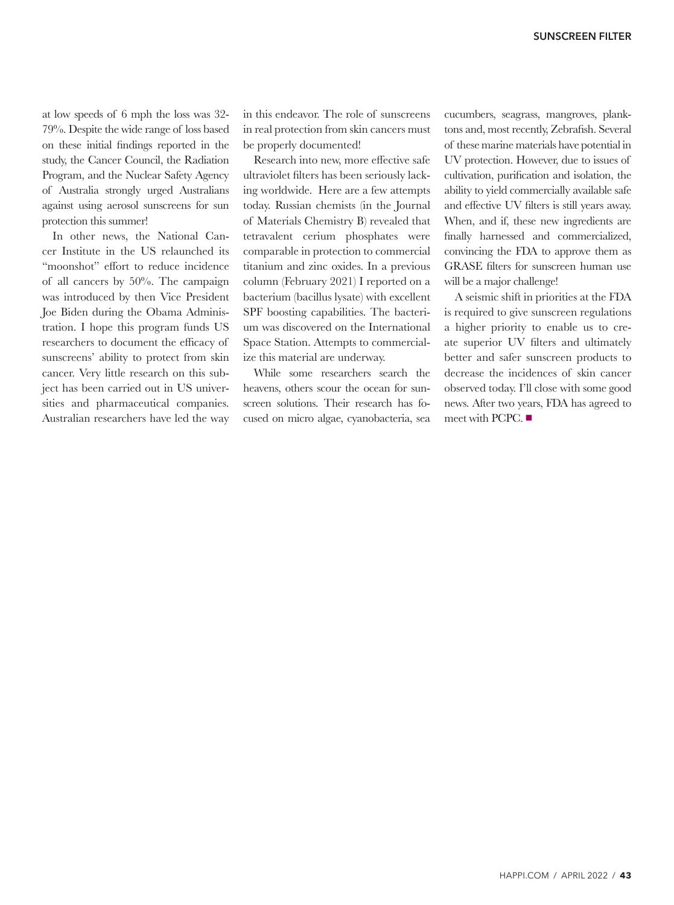at low speeds of 6 mph the loss was 32-79%. Despite the wide range of loss based on these initial findings reported in the study, the Cancer Council, the Radiation Program, and the Nuclear Safety Agency of Australia strongly urged Australians against using aerosol sunscreens for sun protection this summer!

In other news, the National Cancer Institute in the US relaunched its "moonshot" effort to reduce incidence of all cancers by 50%. The campaign was introduced by then Vice President Joe Biden during the Obama Administration. I hope this program funds US researchers to document the efficacy of sunscreens' ability to protect from skin cancer. Very little research on this subject has been carried out in US universities and pharmaceutical companies. Australian researchers have led the way in this endeavor. The role of sunscreens in real protection from skin cancers must be properly documented!

Research into new, more effective safe ultraviolet filters has been seriously lacking worldwide. Here are a few attempts today. Russian chemists (in the Journal of Materials Chemistry B) revealed that tetravalent cerium phosphates were comparable in protection to commercial titanium and zinc oxides. In a previous column (February 2021) I reported on a bacterium (bacillus lysate) with excellent SPF boosting capabilities. The bacterium was discovered on the International Space Station. Attempts to commercialize this material are underway.

While some researchers search the heavens, others scour the ocean for sunscreen solutions. Their research has focused on micro algae, cyanobacteria, sea cucumbers, seagrass, mangroves, planktons and, most recently, Zebrafish. Several of these marine materials have potential in UV protection. However, due to issues of cultivation, purification and isolation, the ability to yield commercially available safe and effective UV filters is still years away. When, and if, these new ingredients are finally harnessed and commercialized, convincing the FDA to approve them as GRASE filters for sunscreen human use will be a major challenge!

A seismic shift in priorities at the FDA is required to give sunscreen regulations a higher priority to enable us to create superior UV filters and ultimately better and safer sunscreen products to decrease the incidences of skin cancer observed today. I'll close with some good news. After two years, FDA has agreed to meet with PCPC. ■